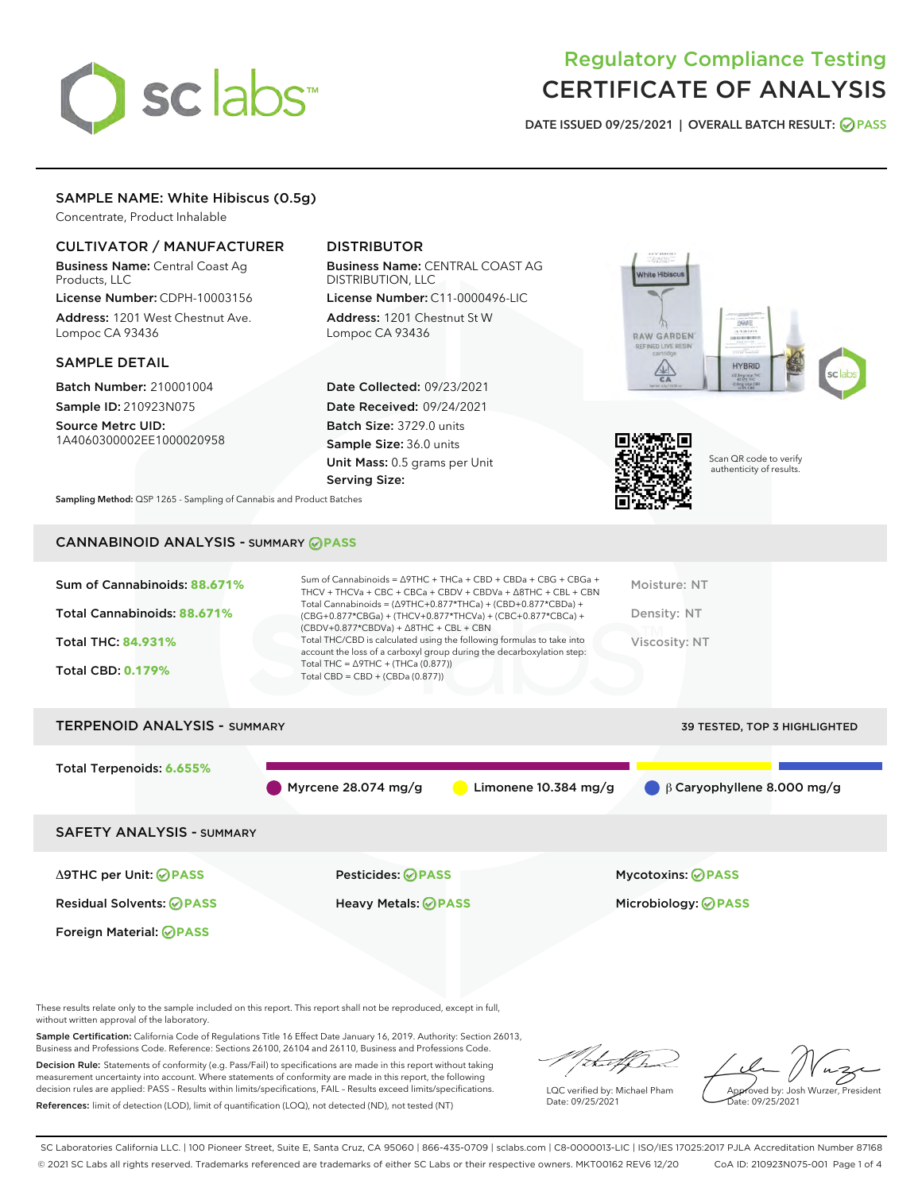# Regulatory Compliance Testing
# CERTIFICATE OF ANALYSIS

DATE ISSUED 09/25/2021 | OVERALL BATCH RESULT: PASS

## SAMPLE NAME: White Hibiscus (0.5g)

Concentrate, Product Inhalable

### CULTIVATOR / MANUFACTURER

**Business Name:** Central Coast Ag Products, LLC

**License Number:** CDPH-10003156

**Address:** 1201 West Chestnut Ave. Lompoc CA 93436

### DISTRIBUTOR

**Business Name:** CENTRAL COAST AG DISTRIBUTION, LLC

**License Number:** C11-0000496-LIC

**Address:** 1201 Chestnut St W Lompoc CA 93436

### SAMPLE DETAIL

**Batch Number:** 210001004

**Sample ID:** 210923N075

**Source Metrc UID:** 1A4060300002EE1000020958

**Date Collected:** 09/23/2021

**Date Received:** 09/24/2021

**Batch Size:** 3729.0 units

**Sample Size:** 36.0 units

**Unit Mass:** 0.5 grams per Unit

**Serving Size:**

Scan QR code to verify authenticity of results.

**Sampling Method:** QSP 1265 - Sampling of Cannabis and Product Batches

## CANNABINOID ANALYSIS - SUMMARY PASS

**Sum of Cannabinoids:** 88.671%

**Total Cannabinoids:** 88.671%

**Total THC:** 84.931%

**Total CBD:** 0.179%

Sum of Cannabinoids = Δ9THC + THCa + CBD + CBDa + CBG + CBGa + THCV + THCVa + CBC + CBCa + CBDV + CBDVa + Δ8THC + CBL + CBN

Total Cannabinoids = (Δ9THC+0.877*THCa) + (CBD+0.877*CBDa) + (CBG+0.877*CBGa) + (THCV+0.877*THCVa) + (CBC+0.877*CBCa) + (CBDV+0.877*CBDVa) + Δ8THC + CBL + CBN

Total THC/CBD is calculated using the following formulas to take into account the loss of a carboxyl group during the decarboxylation step:

Total THC = Δ9THC + (THCa (0.877))

Total CBD = CBD + (CBDa (0.877))

Moisture: NT

Density: NT

Viscosity: NT

## TERPENOID ANALYSIS - SUMMARY

39 TESTED, TOP 3 HIGHLIGHTED

**Total Terpenoids:** 6.655%

Myrcene 28.074 mg/g | Limonene 10.384 mg/g | β Caryophyllene 8.000 mg/g

## SAFETY ANALYSIS - SUMMARY

| | | |
|---|---|---|
| Δ9THC per Unit: PASS | Pesticides: PASS | Mycotoxins: PASS |
| Residual Solvents: PASS | Heavy Metals: PASS | Microbiology: PASS |
| Foreign Material: PASS | | |

These results relate only to the sample included on this report. This report shall not be reproduced, except in full, without written approval of the laboratory.

**Sample Certification:** California Code of Regulations Title 16 Effect Date January 16, 2019. Authority: Section 26013, Business and Professions Code. Reference: Sections 26100, 26104 and 26110, Business and Professions Code.

**Decision Rule:** Statements of conformity (e.g. Pass/Fail) to specifications are made in this report without taking measurement uncertainty into account. Where statements of conformity are made in this report, the following decision rules are applied: PASS – Results within limits/specifications, FAIL – Results exceed limits/specifications.

**References:** limit of detection (LOD), limit of quantification (LOQ), not detected (ND), not tested (NT)

LQC verified by: Michael Pham
Date: 09/25/2021

Approved by: Josh Wurzer, President
Date: 09/25/2021

SC Laboratories California LLC. | 100 Pioneer Street, Suite E, Santa Cruz, CA 95060 | 866-435-0709 | sclabs.com | C8-0000013-LIC | ISO/IES 17025:2017 PJLA Accreditation Number 87168

© 2021 SC Labs all rights reserved. Trademarks referenced are trademarks of either SC Labs or their respective owners. MKT00162 REV6 12/20 CoA ID: 210923N075-001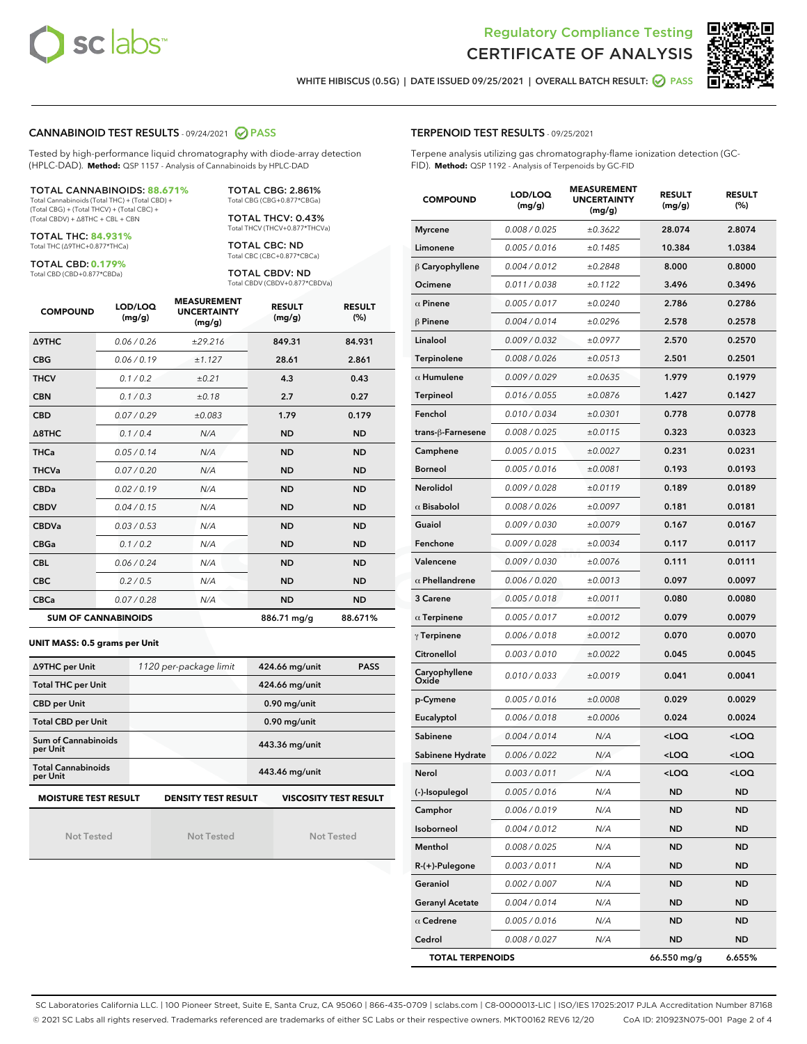# Regulatory Compliance Testing
# CERTIFICATE OF ANALYSIS

WHITE HIBISCUS (0.5G) | DATE ISSUED 09/25/2021 | OVERALL BATCH RESULT: PASS

## CANNABINOID TEST RESULTS - 09/24/2021 PASS

Tested by high-performance liquid chromatography with diode-array detection (HPLC-DAD). **Method:** QSP 1157 - Analysis of Cannabinoids by HPLC-DAD

**TOTAL CANNABINOIDS: 88.671%**
Total Cannabinoids (Total THC) + (Total CBD) + (Total CBG) + (Total THCV) + (Total CBC) + (Total CBDV) + Δ8THC + CBL + CBN

**TOTAL THC: 84.931%**
Total THC (Δ9THC+0.877*THCa)

**TOTAL CBD: 0.179%**
Total CBD (CBD+0.877*CBDa)

**TOTAL CBG: 2.861%**
Total CBG (CBG+0.877*CBGa)

**TOTAL THCV: 0.43%**
Total THCV (THCV+0.877*THCVa)

**TOTAL CBC: ND**
Total CBC (CBC+0.877*CBCa)

**TOTAL CBDV: ND**
Total CBDV (CBDV+0.877*CBDVa)

| COMPOUND | LOD/LOQ (mg/g) | MEASUREMENT UNCERTAINTY (mg/g) | RESULT (mg/g) | RESULT (%) |
|---|---|---|---|---|
| Δ9THC | 0.06 / 0.26 | ±29.216 | 849.31 | 84.931 |
| CBG | 0.06 / 0.19 | ±1.127 | 28.61 | 2.861 |
| THCV | 0.1 / 0.2 | ±0.21 | 4.3 | 0.43 |
| CBN | 0.1 / 0.3 | ±0.18 | 2.7 | 0.27 |
| CBD | 0.07 / 0.29 | ±0.083 | 1.79 | 0.179 |
| Δ8THC | 0.1 / 0.4 | N/A | ND | ND |
| THCa | 0.05 / 0.14 | N/A | ND | ND |
| THCVa | 0.07 / 0.20 | N/A | ND | ND |
| CBDa | 0.02 / 0.19 | N/A | ND | ND |
| CBDV | 0.04 / 0.15 | N/A | ND | ND |
| CBDVa | 0.03 / 0.53 | N/A | ND | ND |
| CBGa | 0.1 / 0.2 | N/A | ND | ND |
| CBL | 0.06 / 0.24 | N/A | ND | ND |
| CBC | 0.2 / 0.5 | N/A | ND | ND |
| CBCa | 0.07 / 0.28 | N/A | ND | ND |
| **SUM OF CANNABINOIDS** | | | 886.71 mg/g | 88.671% |

**UNIT MASS: 0.5 grams per Unit**

| | | | |
|---|---|---|---|
| Δ9THC per Unit | 1120 per-package limit | 424.66 mg/unit | PASS |
| Total THC per Unit | | 424.66 mg/unit | |
| CBD per Unit | | 0.90 mg/unit | |
| Total CBD per Unit | | 0.90 mg/unit | |
| Sum of Cannabinoids per Unit | | 443.36 mg/unit | |
| Total Cannabinoids per Unit | | 443.46 mg/unit | |

| MOISTURE TEST RESULT | DENSITY TEST RESULT | VISCOSITY TEST RESULT |
|---|---|---|
| Not Tested | Not Tested | Not Tested |

## TERPENOID TEST RESULTS - 09/25/2021

Terpene analysis utilizing gas chromatography-flame ionization detection (GC-FID). **Method:** QSP 1192 - Analysis of Terpenoids by GC-FID

| COMPOUND | LOD/LOQ (mg/g) | MEASUREMENT UNCERTAINTY (mg/g) | RESULT (mg/g) | RESULT (%) |
|---|---|---|---|---|
| Myrcene | 0.008 / 0.025 | ±0.3622 | 28.074 | 2.8074 |
| Limonene | 0.005 / 0.016 | ±0.1485 | 10.384 | 1.0384 |
| β Caryophyllene | 0.004 / 0.012 | ±0.2848 | 8.000 | 0.8000 |
| Ocimene | 0.011 / 0.038 | ±0.1122 | 3.496 | 0.3496 |
| α Pinene | 0.005 / 0.017 | ±0.0240 | 2.786 | 0.2786 |
| β Pinene | 0.004 / 0.014 | ±0.0296 | 2.578 | 0.2578 |
| Linalool | 0.009 / 0.032 | ±0.0977 | 2.570 | 0.2570 |
| Terpinolene | 0.008 / 0.026 | ±0.0513 | 2.501 | 0.2501 |
| α Humulene | 0.009 / 0.029 | ±0.0635 | 1.979 | 0.1979 |
| Terpineol | 0.016 / 0.055 | ±0.0876 | 1.427 | 0.1427 |
| Fenchol | 0.010 / 0.034 | ±0.0301 | 0.778 | 0.0778 |
| trans-β-Farnesene | 0.008 / 0.025 | ±0.0115 | 0.323 | 0.0323 |
| Camphene | 0.005 / 0.015 | ±0.0027 | 0.231 | 0.0231 |
| Borneol | 0.005 / 0.016 | ±0.0081 | 0.193 | 0.0193 |
| Nerolidol | 0.009 / 0.028 | ±0.0119 | 0.189 | 0.0189 |
| α Bisabolol | 0.008 / 0.026 | ±0.0097 | 0.181 | 0.0181 |
| Guaiol | 0.009 / 0.030 | ±0.0079 | 0.167 | 0.0167 |
| Fenchone | 0.009 / 0.028 | ±0.0034 | 0.117 | 0.0117 |
| Valencene | 0.009 / 0.030 | ±0.0076 | 0.111 | 0.0111 |
| α Phellandrene | 0.006 / 0.020 | ±0.0013 | 0.097 | 0.0097 |
| 3 Carene | 0.005 / 0.018 | ±0.0011 | 0.080 | 0.0080 |
| α Terpinene | 0.005 / 0.017 | ±0.0012 | 0.079 | 0.0079 |
| γ Terpinene | 0.006 / 0.018 | ±0.0012 | 0.070 | 0.0070 |
| Citronellol | 0.003 / 0.010 | ±0.0022 | 0.045 | 0.0045 |
| Caryophyllene Oxide | 0.010 / 0.033 | ±0.0019 | 0.041 | 0.0041 |
| p-Cymene | 0.005 / 0.016 | ±0.0008 | 0.029 | 0.0029 |
| Eucalyptol | 0.006 / 0.018 | ±0.0006 | 0.024 | 0.0024 |
| Sabinene | 0.004 / 0.014 | N/A | <LOQ | <LOQ |
| Sabinene Hydrate | 0.006 / 0.022 | N/A | <LOQ | <LOQ |
| Nerol | 0.003 / 0.011 | N/A | <LOQ | <LOQ |
| (-)-Isopulegol | 0.005 / 0.016 | N/A | ND | ND |
| Camphor | 0.006 / 0.019 | N/A | ND | ND |
| Isoborneol | 0.004 / 0.012 | N/A | ND | ND |
| Menthol | 0.008 / 0.025 | N/A | ND | ND |
| R-(+)-Pulegone | 0.003 / 0.011 | N/A | ND | ND |
| Geraniol | 0.002 / 0.007 | N/A | ND | ND |
| Geranyl Acetate | 0.004 / 0.014 | N/A | ND | ND |
| α Cedrene | 0.005 / 0.016 | N/A | ND | ND |
| Cedrol | 0.008 / 0.027 | N/A | ND | ND |
| **TOTAL TERPENOIDS** | | | 66.550 mg/g | 6.655% |

SC Laboratories California LLC. | 100 Pioneer Street, Suite E, Santa Cruz, CA 95060 | 866-435-0709 | sclabs.com | C8-0000013-LIC | ISO/IES 17025:2017 PJLA Accreditation Number 87168
© 2021 SC Labs all rights reserved. Trademarks referenced are trademarks of either SC Labs or their respective owners. MKT00162 REV6 12/20 CoA ID: 210923N075-001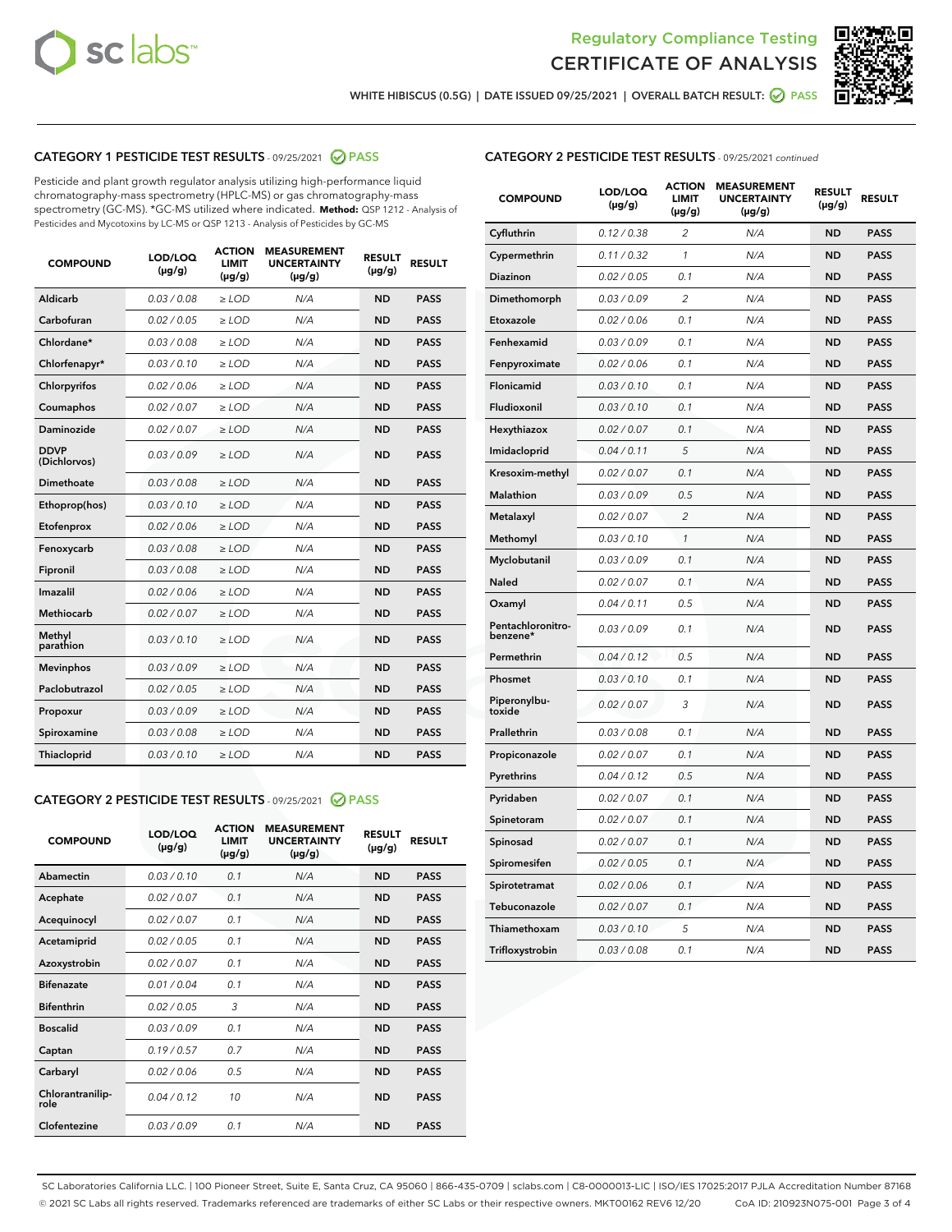Regulatory Compliance Testing

# CERTIFICATE OF ANALYSIS

WHITE HIBISCUS (0.5G) | DATE ISSUED 09/25/2021 | OVERALL BATCH RESULT: PASS

## CATEGORY 1 PESTICIDE TEST RESULTS - 09/25/2021 PASS

Pesticide and plant growth regulator analysis utilizing high-performance liquid chromatography-mass spectrometry (HPLC-MS) or gas chromatography-mass spectrometry (GC-MS). *GC-MS utilized where indicated. **Method:** QSP 1212 - Analysis of Pesticides and Mycotoxins by LC-MS or QSP 1213 - Analysis of Pesticides by GC-MS

| COMPOUND | LOD/LOQ (µg/g) | ACTION LIMIT (µg/g) | MEASUREMENT UNCERTAINTY (µg/g) | RESULT (µg/g) | RESULT |
|---|---|---|---|---|---|
| Aldicarb | 0.03 / 0.08 | ≥ LOD | N/A | ND | PASS |
| Carbofuran | 0.02 / 0.05 | ≥ LOD | N/A | ND | PASS |
| Chlordane* | 0.03 / 0.08 | ≥ LOD | N/A | ND | PASS |
| Chlorfenapyr* | 0.03 / 0.10 | ≥ LOD | N/A | ND | PASS |
| Chlorpyrifos | 0.02 / 0.06 | ≥ LOD | N/A | ND | PASS |
| Coumaphos | 0.02 / 0.07 | ≥ LOD | N/A | ND | PASS |
| Daminozide | 0.02 / 0.07 | ≥ LOD | N/A | ND | PASS |
| DDVP (Dichlorvos) | 0.03 / 0.09 | ≥ LOD | N/A | ND | PASS |
| Dimethoate | 0.03 / 0.08 | ≥ LOD | N/A | ND | PASS |
| Ethoprop(hos) | 0.03 / 0.10 | ≥ LOD | N/A | ND | PASS |
| Etofenprox | 0.02 / 0.06 | ≥ LOD | N/A | ND | PASS |
| Fenoxycarb | 0.03 / 0.08 | ≥ LOD | N/A | ND | PASS |
| Fipronil | 0.03 / 0.08 | ≥ LOD | N/A | ND | PASS |
| Imazalil | 0.02 / 0.06 | ≥ LOD | N/A | ND | PASS |
| Methiocarb | 0.02 / 0.07 | ≥ LOD | N/A | ND | PASS |
| Methyl parathion | 0.03 / 0.10 | ≥ LOD | N/A | ND | PASS |
| Mevinphos | 0.03 / 0.09 | ≥ LOD | N/A | ND | PASS |
| Paclobutrazol | 0.02 / 0.05 | ≥ LOD | N/A | ND | PASS |
| Propoxur | 0.03 / 0.09 | ≥ LOD | N/A | ND | PASS |
| Spiroxamine | 0.03 / 0.08 | ≥ LOD | N/A | ND | PASS |
| Thiacloprid | 0.03 / 0.10 | ≥ LOD | N/A | ND | PASS |

## CATEGORY 2 PESTICIDE TEST RESULTS - 09/25/2021 PASS

| COMPOUND | LOD/LOQ (µg/g) | ACTION LIMIT (µg/g) | MEASUREMENT UNCERTAINTY (µg/g) | RESULT (µg/g) | RESULT |
|---|---|---|---|---|---|
| Abamectin | 0.03 / 0.10 | 0.1 | N/A | ND | PASS |
| Acephate | 0.02 / 0.07 | 0.1 | N/A | ND | PASS |
| Acequinocyl | 0.02 / 0.07 | 0.1 | N/A | ND | PASS |
| Acetamiprid | 0.02 / 0.05 | 0.1 | N/A | ND | PASS |
| Azoxystrobin | 0.02 / 0.07 | 0.1 | N/A | ND | PASS |
| Bifenazate | 0.01 / 0.04 | 0.1 | N/A | ND | PASS |
| Bifenthrin | 0.02 / 0.05 | 3 | N/A | ND | PASS |
| Boscalid | 0.03 / 0.09 | 0.1 | N/A | ND | PASS |
| Captan | 0.19 / 0.57 | 0.7 | N/A | ND | PASS |
| Carbaryl | 0.02 / 0.06 | 0.5 | N/A | ND | PASS |
| Chlorantraniliprole | 0.04 / 0.12 | 10 | N/A | ND | PASS |
| Clofentezine | 0.03 / 0.09 | 0.1 | N/A | ND | PASS |
| Cyfluthrin | 0.12 / 0.38 | 2 | N/A | ND | PASS |
| Cypermethrin | 0.11 / 0.32 | 1 | N/A | ND | PASS |
| Diazinon | 0.02 / 0.05 | 0.1 | N/A | ND | PASS |
| Dimethomorph | 0.03 / 0.09 | 2 | N/A | ND | PASS |
| Etoxazole | 0.02 / 0.06 | 0.1 | N/A | ND | PASS |
| Fenhexamid | 0.03 / 0.09 | 0.1 | N/A | ND | PASS |
| Fenpyroximate | 0.02 / 0.06 | 0.1 | N/A | ND | PASS |
| Flonicamid | 0.03 / 0.10 | 0.1 | N/A | ND | PASS |
| Fludioxonil | 0.03 / 0.10 | 0.1 | N/A | ND | PASS |
| Hexythiazox | 0.02 / 0.07 | 0.1 | N/A | ND | PASS |
| Imidacloprid | 0.04 / 0.11 | 5 | N/A | ND | PASS |
| Kresoxim-methyl | 0.02 / 0.07 | 0.1 | N/A | ND | PASS |
| Malathion | 0.03 / 0.09 | 0.5 | N/A | ND | PASS |
| Metalaxyl | 0.02 / 0.07 | 2 | N/A | ND | PASS |
| Methomyl | 0.03 / 0.10 | 1 | N/A | ND | PASS |
| Myclobutanil | 0.03 / 0.09 | 0.1 | N/A | ND | PASS |
| Naled | 0.02 / 0.07 | 0.1 | N/A | ND | PASS |
| Oxamyl | 0.04 / 0.11 | 0.5 | N/A | ND | PASS |
| Pentachloronitrobenzene* | 0.03 / 0.09 | 0.1 | N/A | ND | PASS |
| Permethrin | 0.04 / 0.12 | 0.5 | N/A | ND | PASS |
| Phosmet | 0.03 / 0.10 | 0.1 | N/A | ND | PASS |
| Piperonylbutoxide | 0.02 / 0.07 | 3 | N/A | ND | PASS |
| Prallethrin | 0.03 / 0.08 | 0.1 | N/A | ND | PASS |
| Propiconazole | 0.02 / 0.07 | 0.1 | N/A | ND | PASS |
| Pyrethrins | 0.04 / 0.12 | 0.5 | N/A | ND | PASS |
| Pyridaben | 0.02 / 0.07 | 0.1 | N/A | ND | PASS |
| Spinetoram | 0.02 / 0.07 | 0.1 | N/A | ND | PASS |
| Spinosad | 0.02 / 0.07 | 0.1 | N/A | ND | PASS |
| Spiromesifen | 0.02 / 0.05 | 0.1 | N/A | ND | PASS |
| Spirotetramat | 0.02 / 0.06 | 0.1 | N/A | ND | PASS |
| Tebuconazole | 0.02 / 0.07 | 0.1 | N/A | ND | PASS |
| Thiamethoxam | 0.03 / 0.10 | 5 | N/A | ND | PASS |
| Trifloxystrobin | 0.03 / 0.08 | 0.1 | N/A | ND | PASS |

SC Laboratories California LLC. | 100 Pioneer Street, Suite E, Santa Cruz, CA 95060 | 866-435-0709 | sclabs.com | C8-0000013-LIC | ISO/IES 17025:2017 PJLA Accreditation Number 87168
© 2021 SC Labs all rights reserved. Trademarks referenced are trademarks of either SC Labs or their respective owners. MKT00162 REV6 12/20 CoA ID: 210923N075-001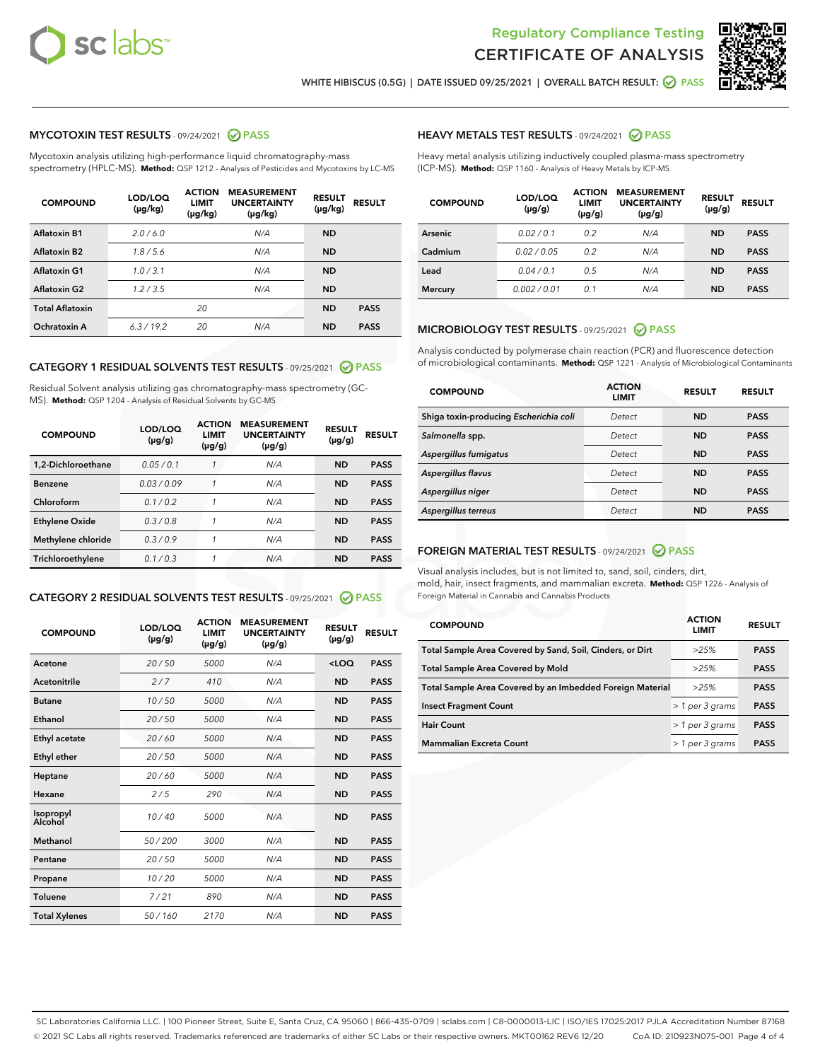# Regulatory Compliance Testing
# CERTIFICATE OF ANALYSIS

WHITE HIBISCUS (0.5G) | DATE ISSUED 09/25/2021 | OVERALL BATCH RESULT: PASS

## MYCOTOXIN TEST RESULTS - 09/24/2021 PASS

Mycotoxin analysis utilizing high-performance liquid chromatography-mass spectrometry (HPLC-MS). **Method:** QSP 1212 - Analysis of Pesticides and Mycotoxins by LC-MS

| COMPOUND | LOD/LOQ (µg/kg) | ACTION LIMIT (µg/kg) | MEASUREMENT UNCERTAINTY (µg/kg) | RESULT (µg/kg) | RESULT |
|---|---|---|---|---|---|
| Aflatoxin B1 | 2.0 / 6.0 | | N/A | ND | |
| Aflatoxin B2 | 1.8 / 5.6 | | N/A | ND | |
| Aflatoxin G1 | 1.0 / 3.1 | | N/A | ND | |
| Aflatoxin G2 | 1.2 / 3.5 | | N/A | ND | |
| Total Aflatoxin | | 20 | | ND | PASS |
| Ochratoxin A | 6.3 / 19.2 | 20 | N/A | ND | PASS |

## CATEGORY 1 RESIDUAL SOLVENTS TEST RESULTS - 09/25/2021 PASS

Residual Solvent analysis utilizing gas chromatography-mass spectrometry (GC-MS). **Method:** QSP 1204 - Analysis of Residual Solvents by GC-MS

| COMPOUND | LOD/LOQ (µg/g) | ACTION LIMIT (µg/g) | MEASUREMENT UNCERTAINTY (µg/g) | RESULT (µg/g) | RESULT |
|---|---|---|---|---|---|
| 1,2-Dichloroethane | 0.05 / 0.1 | 1 | N/A | ND | PASS |
| Benzene | 0.03 / 0.09 | 1 | N/A | ND | PASS |
| Chloroform | 0.1 / 0.2 | 1 | N/A | ND | PASS |
| Ethylene Oxide | 0.3 / 0.8 | 1 | N/A | ND | PASS |
| Methylene chloride | 0.3 / 0.9 | 1 | N/A | ND | PASS |
| Trichloroethylene | 0.1 / 0.3 | 1 | N/A | ND | PASS |

## CATEGORY 2 RESIDUAL SOLVENTS TEST RESULTS - 09/25/2021 PASS

| COMPOUND | LOD/LOQ (µg/g) | ACTION LIMIT (µg/g) | MEASUREMENT UNCERTAINTY (µg/g) | RESULT (µg/g) | RESULT |
|---|---|---|---|---|---|
| Acetone | 20 / 50 | 5000 | N/A | <LOQ | PASS |
| Acetonitrile | 2 / 7 | 410 | N/A | ND | PASS |
| Butane | 10 / 50 | 5000 | N/A | ND | PASS |
| Ethanol | 20 / 50 | 5000 | N/A | ND | PASS |
| Ethyl acetate | 20 / 60 | 5000 | N/A | ND | PASS |
| Ethyl ether | 20 / 50 | 5000 | N/A | ND | PASS |
| Heptane | 20 / 60 | 5000 | N/A | ND | PASS |
| Hexane | 2 / 5 | 290 | N/A | ND | PASS |
| Isopropyl Alcohol | 10 / 40 | 5000 | N/A | ND | PASS |
| Methanol | 50 / 200 | 3000 | N/A | ND | PASS |
| Pentane | 20 / 50 | 5000 | N/A | ND | PASS |
| Propane | 10 / 20 | 5000 | N/A | ND | PASS |
| Toluene | 7 / 21 | 890 | N/A | ND | PASS |
| Total Xylenes | 50 / 160 | 2170 | N/A | ND | PASS |

## HEAVY METALS TEST RESULTS - 09/24/2021 PASS

Heavy metal analysis utilizing inductively coupled plasma-mass spectrometry (ICP-MS). **Method:** QSP 1160 - Analysis of Heavy Metals by ICP-MS

| COMPOUND | LOD/LOQ (µg/g) | ACTION LIMIT (µg/g) | MEASUREMENT UNCERTAINTY (µg/g) | RESULT (µg/g) | RESULT |
|---|---|---|---|---|---|
| Arsenic | 0.02 / 0.1 | 0.2 | N/A | ND | PASS |
| Cadmium | 0.02 / 0.05 | 0.2 | N/A | ND | PASS |
| Lead | 0.04 / 0.1 | 0.5 | N/A | ND | PASS |
| Mercury | 0.002 / 0.01 | 0.1 | N/A | ND | PASS |

## MICROBIOLOGY TEST RESULTS - 09/25/2021 PASS

Analysis conducted by polymerase chain reaction (PCR) and fluorescence detection of microbiological contaminants. **Method:** QSP 1221 - Analysis of Microbiological Contaminants

| COMPOUND | ACTION LIMIT | RESULT | RESULT |
|---|---|---|---|
| Shiga toxin-producing *Escherichia coli* | Detect | ND | PASS |
| *Salmonella* spp. | Detect | ND | PASS |
| *Aspergillus fumigatus* | Detect | ND | PASS |
| *Aspergillus flavus* | Detect | ND | PASS |
| *Aspergillus niger* | Detect | ND | PASS |
| *Aspergillus terreus* | Detect | ND | PASS |

## FOREIGN MATERIAL TEST RESULTS - 09/24/2021 PASS

Visual analysis includes, but is not limited to, sand, soil, cinders, dirt, mold, hair, insect fragments, and mammalian excreta. **Method:** QSP 1226 - Analysis of Foreign Material in Cannabis and Cannabis Products

| COMPOUND | ACTION LIMIT | RESULT |
|---|---|---|
| Total Sample Area Covered by Sand, Soil, Cinders, or Dirt | >25% | PASS |
| Total Sample Area Covered by Mold | >25% | PASS |
| Total Sample Area Covered by an Imbedded Foreign Material | >25% | PASS |
| Insect Fragment Count | > 1 per 3 grams | PASS |
| Hair Count | > 1 per 3 grams | PASS |
| Mammalian Excreta Count | > 1 per 3 grams | PASS |

SC Laboratories California LLC. | 100 Pioneer Street, Suite E, Santa Cruz, CA 95060 | 866-435-0709 | sclabs.com | C8-0000013-LIC | ISO/IES 17025:2017 PJLA Accreditation Number 87168
© 2021 SC Labs all rights reserved. Trademarks referenced are trademarks of either SC Labs or their respective owners. MKT00162 REV6 12/20 CoA ID: 210923N075-001